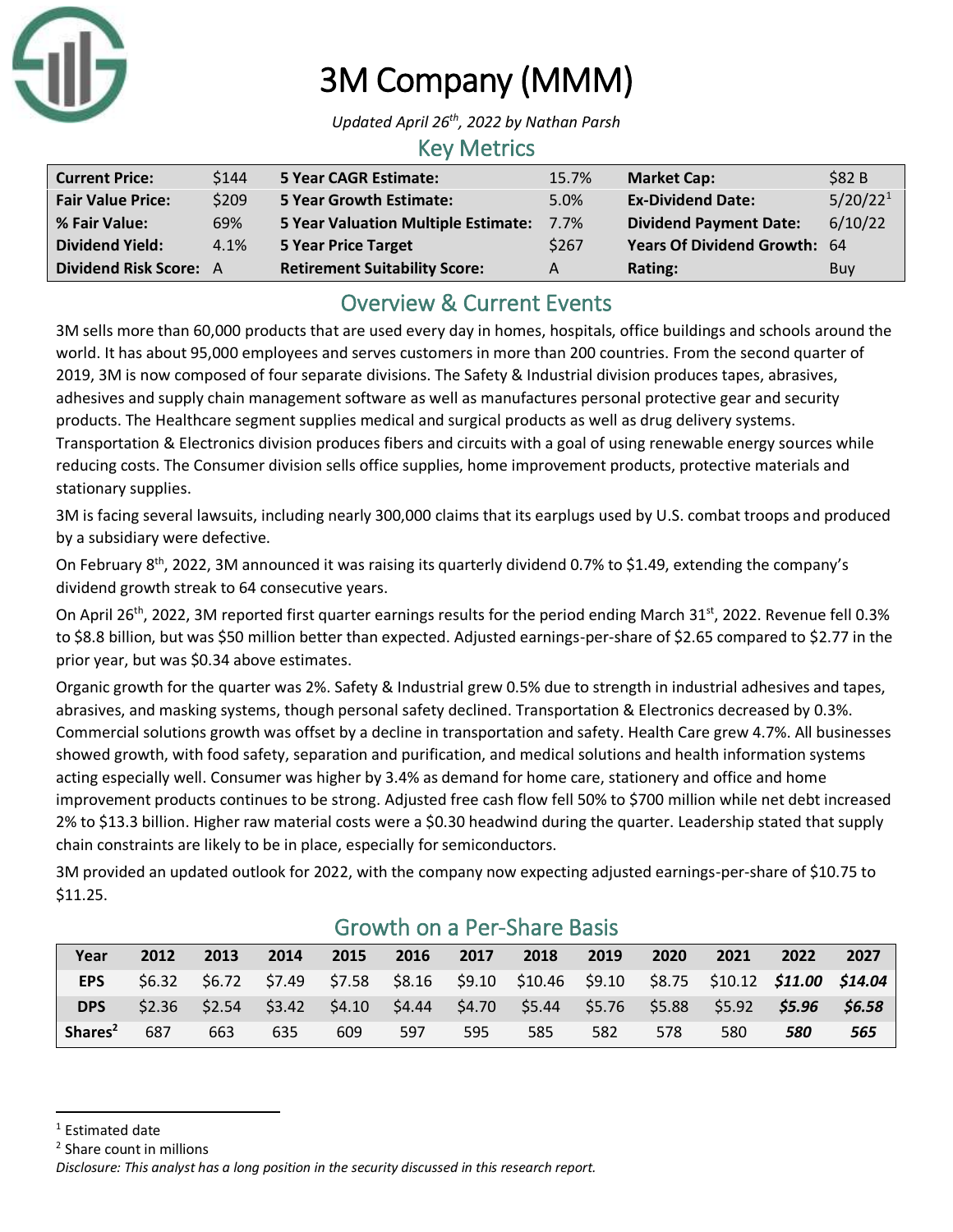# 3M Company (MMM)

*Updated April 26th, 2022 by Nathan Parsh*

## Key Metrics

| | | | | | |
|---|---|---|---|---|---|
| **Current Price:** | $144 | **5 Year CAGR Estimate:** | 15.7% | **Market Cap:** | $82 B |
| **Fair Value Price:** | $209 | **5 Year Growth Estimate:** | 5.0% | **Ex-Dividend Date:** | 5/20/22[1] |
| **% Fair Value:** | 69% | **5 Year Valuation Multiple Estimate:** | 7.7% | **Dividend Payment Date:** | 6/10/22 |
| **Dividend Yield:** | 4.1% | **5 Year Price Target** | $267 | **Years Of Dividend Growth:** | 64 |
| **Dividend Risk Score:** | A | **Retirement Suitability Score:** | A | **Rating:** | Buy |

## Overview & Current Events

3M sells more than 60,000 products that are used every day in homes, hospitals, office buildings and schools around the world. It has about 95,000 employees and serves customers in more than 200 countries. From the second quarter of 2019, 3M is now composed of four separate divisions. The Safety & Industrial division produces tapes, abrasives, adhesives and supply chain management software as well as manufactures personal protective gear and security products. The Healthcare segment supplies medical and surgical products as well as drug delivery systems. Transportation & Electronics division produces fibers and circuits with a goal of using renewable energy sources while reducing costs. The Consumer division sells office supplies, home improvement products, protective materials and stationary supplies.

3M is facing several lawsuits, including nearly 300,000 claims that its earplugs used by U.S. combat troops and produced by a subsidiary were defective.

On February 8th, 2022, 3M announced it was raising its quarterly dividend 0.7% to $1.49, extending the company's dividend growth streak to 64 consecutive years.

On April 26th, 2022, 3M reported first quarter earnings results for the period ending March 31st, 2022. Revenue fell 0.3% to $8.8 billion, but was $50 million better than expected. Adjusted earnings-per-share of $2.65 compared to $2.77 in the prior year, but was $0.34 above estimates.

Organic growth for the quarter was 2%. Safety & Industrial grew 0.5% due to strength in industrial adhesives and tapes, abrasives, and masking systems, though personal safety declined. Transportation & Electronics decreased by 0.3%. Commercial solutions growth was offset by a decline in transportation and safety. Health Care grew 4.7%. All businesses showed growth, with food safety, separation and purification, and medical solutions and health information systems acting especially well. Consumer was higher by 3.4% as demand for home care, stationery and office and home improvement products continues to be strong. Adjusted free cash flow fell 50% to $700 million while net debt increased 2% to $13.3 billion. Higher raw material costs were a $0.30 headwind during the quarter. Leadership stated that supply chain constraints are likely to be in place, especially for semiconductors.

3M provided an updated outlook for 2022, with the company now expecting adjusted earnings-per-share of $10.75 to $11.25.

## Growth on a Per-Share Basis

| Year | 2012 | 2013 | 2014 | 2015 | 2016 | 2017 | 2018 | 2019 | 2020 | 2021 | 2022 | 2027 |
|---|---|---|---|---|---|---|---|---|---|---|---|---|
| **EPS** | $6.32 | $6.72 | $7.49 | $7.58 | $8.16 | $9.10 | $10.46 | $9.10 | $8.75 | $10.12 | ***$11.00*** | ***$14.04*** |
| **DPS** | $2.36 | $2.54 | $3.42 | $4.10 | $4.44 | $4.70 | $5.44 | $5.76 | $5.88 | $5.92 | ***$5.96*** | ***$6.58*** |
| **Shares[2]** | 687 | 663 | 635 | 609 | 597 | 595 | 585 | 582 | 578 | 580 | ***580*** | ***565*** |

[1] Estimated date

[2] Share count in millions

*Disclosure: This analyst has a long position in the security discussed in this research report.*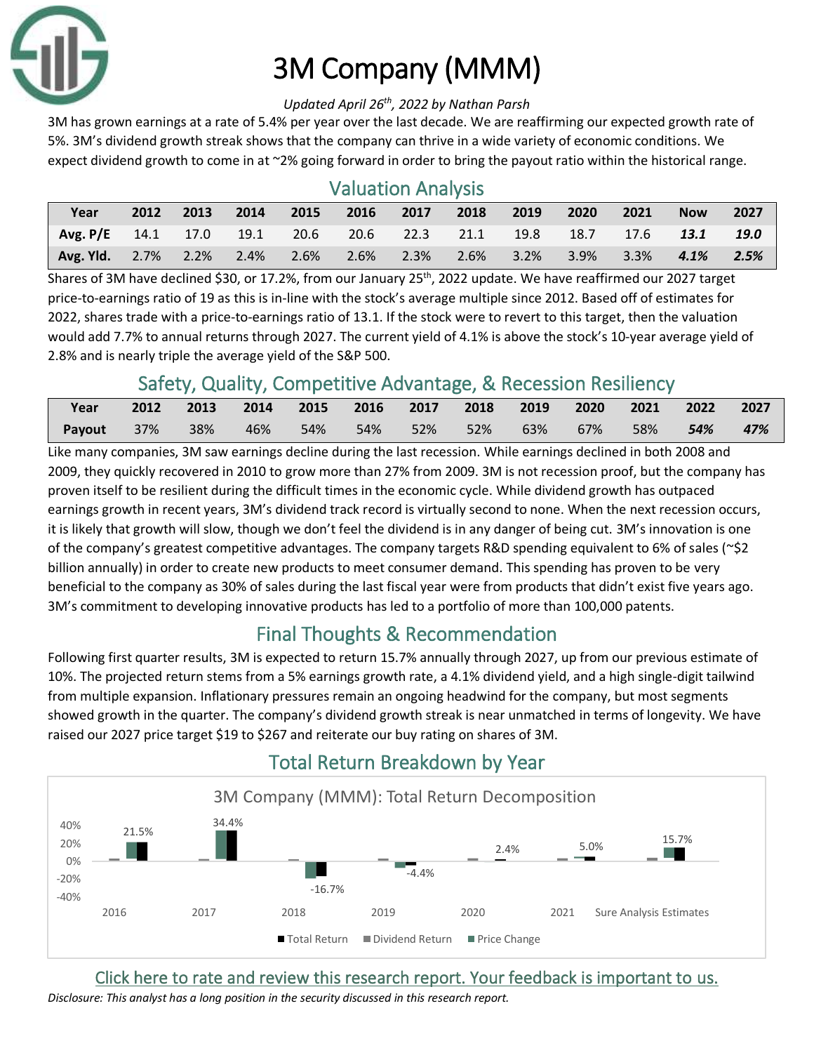# 3M Company (MMM)

*Updated April 26th, 2022 by Nathan Parsh*

3M has grown earnings at a rate of 5.4% per year over the last decade. We are reaffirming our expected growth rate of 5%. 3M's dividend growth streak shows that the company can thrive in a wide variety of economic conditions. We expect dividend growth to come in at ~2% going forward in order to bring the payout ratio within the historical range.

## Valuation Analysis

| Year | 2012 | 2013 | 2014 | 2015 | 2016 | 2017 | 2018 | 2019 | 2020 | 2021 | Now | 2027 |
|---|---|---|---|---|---|---|---|---|---|---|---|---|
| **Avg. P/E** | 14.1 | 17.0 | 19.1 | 20.6 | 20.6 | 22.3 | 21.1 | 19.8 | 18.7 | 17.6 | ***13.1*** | ***19.0*** |
| **Avg. Yld.** | 2.7% | 2.2% | 2.4% | 2.6% | 2.6% | 2.3% | 2.6% | 3.2% | 3.9% | 3.3% | ***4.1%*** | ***2.5%*** |

Shares of 3M have declined $30, or 17.2%, from our January 25th, 2022 update. We have reaffirmed our 2027 target price-to-earnings ratio of 19 as this is in-line with the stock's average multiple since 2012. Based off of estimates for 2022, shares trade with a price-to-earnings ratio of 13.1. If the stock were to revert to this target, then the valuation would add 7.7% to annual returns through 2027. The current yield of 4.1% is above the stock's 10-year average yield of 2.8% and is nearly triple the average yield of the S&P 500.

## Safety, Quality, Competitive Advantage, & Recession Resiliency

| Year | 2012 | 2013 | 2014 | 2015 | 2016 | 2017 | 2018 | 2019 | 2020 | 2021 | 2022 | 2027 |
|---|---|---|---|---|---|---|---|---|---|---|---|---|
| **Payout** | 37% | 38% | 46% | 54% | 54% | 52% | 52% | 63% | 67% | 58% | ***54%*** | ***47%*** |

Like many companies, 3M saw earnings decline during the last recession. While earnings declined in both 2008 and 2009, they quickly recovered in 2010 to grow more than 27% from 2009. 3M is not recession proof, but the company has proven itself to be resilient during the difficult times in the economic cycle. While dividend growth has outpaced earnings growth in recent years, 3M's dividend track record is virtually second to none. When the next recession occurs, it is likely that growth will slow, though we don't feel the dividend is in any danger of being cut. 3M's innovation is one of the company's greatest competitive advantages. The company targets R&D spending equivalent to 6% of sales (~$2 billion annually) in order to create new products to meet consumer demand. This spending has proven to be very beneficial to the company as 30% of sales during the last fiscal year were from products that didn't exist five years ago. 3M's commitment to developing innovative products has led to a portfolio of more than 100,000 patents.

## Final Thoughts & Recommendation

Following first quarter results, 3M is expected to return 15.7% annually through 2027, up from our previous estimate of 10%. The projected return stems from a 5% earnings growth rate, a 4.1% dividend yield, and a high single-digit tailwind from multiple expansion. Inflationary pressures remain an ongoing headwind for the company, but most segments showed growth in the quarter. The company's dividend growth streak is near unmatched in terms of longevity. We have raised our 2027 price target $19 to $267 and reiterate our buy rating on shares of 3M.

## Total Return Breakdown by Year

3M Company (MMM): Total Return Decomposition

| | 2016 | 2017 | 2018 | 2019 | 2020 | 2021 | Sure Analysis Estimates |
|---|---|---|---|---|---|---|---|
| Total Return | 21.5% | 34.4% | -16.7% | -4.4% | 2.4% | 5.0% | 15.7% |

Legend: Total Return, Dividend Return, Price Change

Click here to rate and review this research report. Your feedback is important to us.

*Disclosure: This analyst has a long position in the security discussed in this research report.*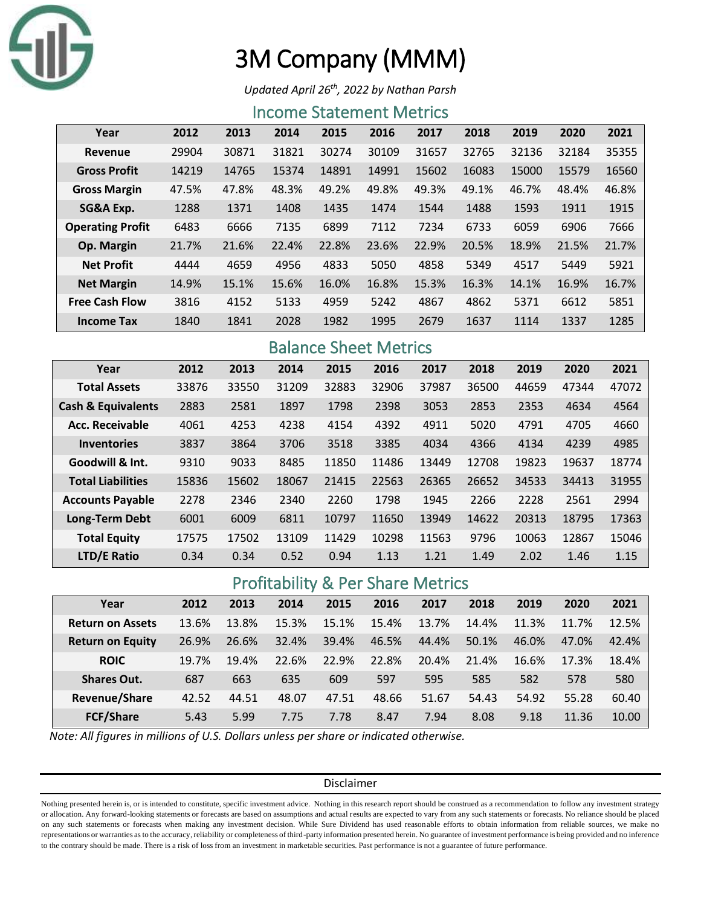# 3M Company (MMM)

*Updated April 26th, 2022 by Nathan Parsh*

## Income Statement Metrics

| Year | 2012 | 2013 | 2014 | 2015 | 2016 | 2017 | 2018 | 2019 | 2020 | 2021 |
|---|---|---|---|---|---|---|---|---|---|---|
| Revenue | 29904 | 30871 | 31821 | 30274 | 30109 | 31657 | 32765 | 32136 | 32184 | 35355 |
| Gross Profit | 14219 | 14765 | 15374 | 14891 | 14991 | 15602 | 16083 | 15000 | 15579 | 16560 |
| Gross Margin | 47.5% | 47.8% | 48.3% | 49.2% | 49.8% | 49.3% | 49.1% | 46.7% | 48.4% | 46.8% |
| SG&A Exp. | 1288 | 1371 | 1408 | 1435 | 1474 | 1544 | 1488 | 1593 | 1911 | 1915 |
| Operating Profit | 6483 | 6666 | 7135 | 6899 | 7112 | 7234 | 6733 | 6059 | 6906 | 7666 |
| Op. Margin | 21.7% | 21.6% | 22.4% | 22.8% | 23.6% | 22.9% | 20.5% | 18.9% | 21.5% | 21.7% |
| Net Profit | 4444 | 4659 | 4956 | 4833 | 5050 | 4858 | 5349 | 4517 | 5449 | 5921 |
| Net Margin | 14.9% | 15.1% | 15.6% | 16.0% | 16.8% | 15.3% | 16.3% | 14.1% | 16.9% | 16.7% |
| Free Cash Flow | 3816 | 4152 | 5133 | 4959 | 5242 | 4867 | 4862 | 5371 | 6612 | 5851 |
| Income Tax | 1840 | 1841 | 2028 | 1982 | 1995 | 2679 | 1637 | 1114 | 1337 | 1285 |

## Balance Sheet Metrics

| Year | 2012 | 2013 | 2014 | 2015 | 2016 | 2017 | 2018 | 2019 | 2020 | 2021 |
|---|---|---|---|---|---|---|---|---|---|---|
| Total Assets | 33876 | 33550 | 31209 | 32883 | 32906 | 37987 | 36500 | 44659 | 47344 | 47072 |
| Cash & Equivalents | 2883 | 2581 | 1897 | 1798 | 2398 | 3053 | 2853 | 2353 | 4634 | 4564 |
| Acc. Receivable | 4061 | 4253 | 4238 | 4154 | 4392 | 4911 | 5020 | 4791 | 4705 | 4660 |
| Inventories | 3837 | 3864 | 3706 | 3518 | 3385 | 4034 | 4366 | 4134 | 4239 | 4985 |
| Goodwill & Int. | 9310 | 9033 | 8485 | 11850 | 11486 | 13449 | 12708 | 19823 | 19637 | 18774 |
| Total Liabilities | 15836 | 15602 | 18067 | 21415 | 22563 | 26365 | 26652 | 34533 | 34413 | 31955 |
| Accounts Payable | 2278 | 2346 | 2340 | 2260 | 1798 | 1945 | 2266 | 2228 | 2561 | 2994 |
| Long-Term Debt | 6001 | 6009 | 6811 | 10797 | 11650 | 13949 | 14622 | 20313 | 18795 | 17363 |
| Total Equity | 17575 | 17502 | 13109 | 11429 | 10298 | 11563 | 9796 | 10063 | 12867 | 15046 |
| LTD/E Ratio | 0.34 | 0.34 | 0.52 | 0.94 | 1.13 | 1.21 | 1.49 | 2.02 | 1.46 | 1.15 |

## Profitability & Per Share Metrics

| Year | 2012 | 2013 | 2014 | 2015 | 2016 | 2017 | 2018 | 2019 | 2020 | 2021 |
|---|---|---|---|---|---|---|---|---|---|---|
| Return on Assets | 13.6% | 13.8% | 15.3% | 15.1% | 15.4% | 13.7% | 14.4% | 11.3% | 11.7% | 12.5% |
| Return on Equity | 26.9% | 26.6% | 32.4% | 39.4% | 46.5% | 44.4% | 50.1% | 46.0% | 47.0% | 42.4% |
| ROIC | 19.7% | 19.4% | 22.6% | 22.9% | 22.8% | 20.4% | 21.4% | 16.6% | 17.3% | 18.4% |
| Shares Out. | 687 | 663 | 635 | 609 | 597 | 595 | 585 | 582 | 578 | 580 |
| Revenue/Share | 42.52 | 44.51 | 48.07 | 47.51 | 48.66 | 51.67 | 54.43 | 54.92 | 55.28 | 60.40 |
| FCF/Share | 5.43 | 5.99 | 7.75 | 7.78 | 8.47 | 7.94 | 8.08 | 9.18 | 11.36 | 10.00 |

*Note: All figures in millions of U.S. Dollars unless per share or indicated otherwise.*

---

Disclaimer

---

Nothing presented herein is, or is intended to constitute, specific investment advice. Nothing in this research report should be construed as a recommendation to follow any investment strategy or allocation. Any forward-looking statements or forecasts are based on assumptions and actual results are expected to vary from any such statements or forecasts. No reliance should be placed on any such statements or forecasts when making any investment decision. While Sure Dividend has used reasonable efforts to obtain information from reliable sources, we make no representations or warranties as to the accuracy, reliability or completeness of third-party information presented herein. No guarantee of investment performance is being provided and no inference to the contrary should be made. There is a risk of loss from an investment in marketable securities. Past performance is not a guarantee of future performance.